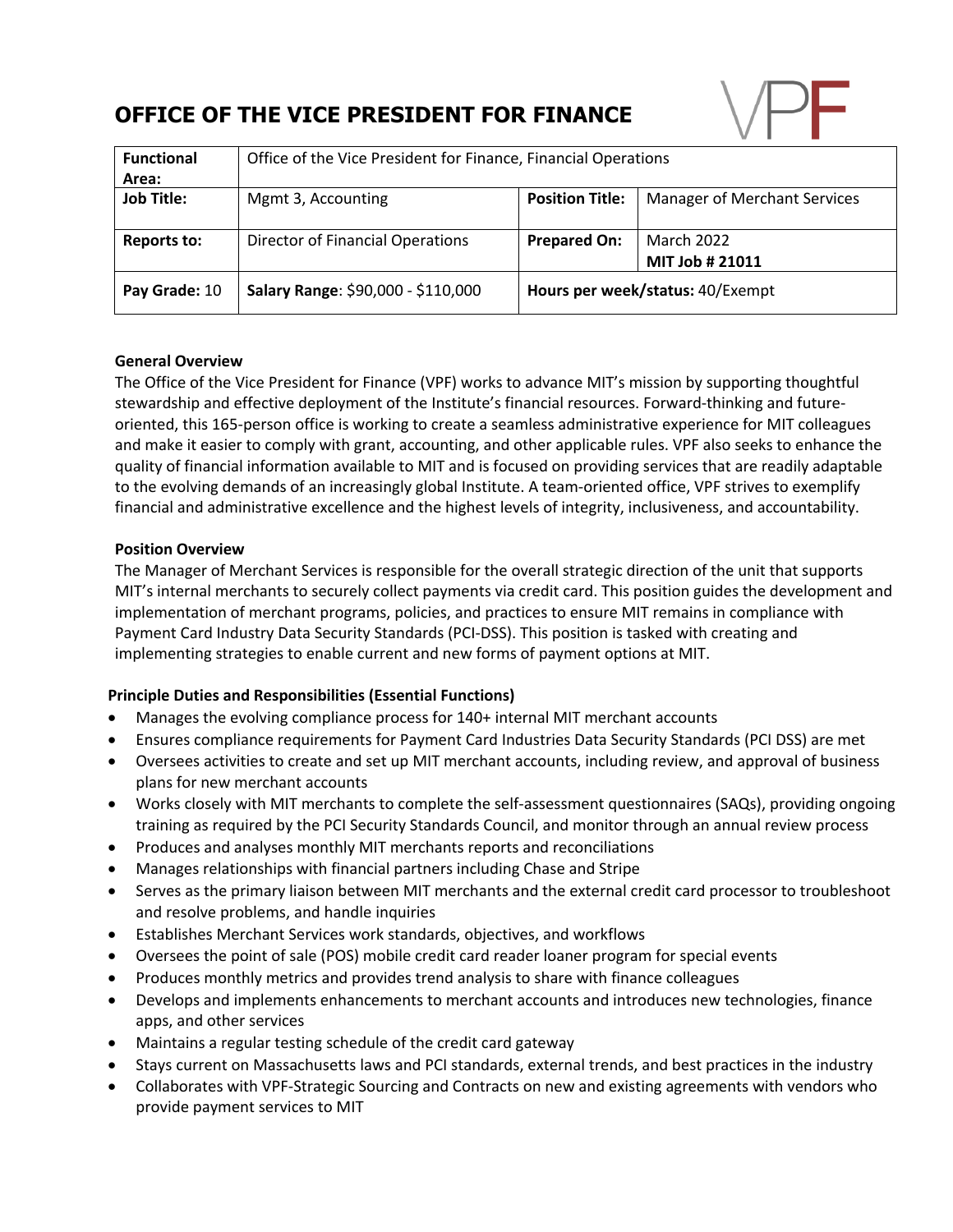# OFFICE OF THE VICE PRESIDENT FOR FINANCE

| **Functional Area:** | Office of the Vice President for Finance, Financial Operations | | |
|---|---|---|---|
| **Job Title:** | Mgmt 3, Accounting | **Position Title:** | Manager of Merchant Services |
| **Reports to:** | Director of Financial Operations | **Prepared On:** | March 2022 **MIT Job # 21011** |
| **Pay Grade:** 10 | **Salary Range**: $90,000 - $110,000 | **Hours per week/status:** 40/Exempt | |

**General Overview**

The Office of the Vice President for Finance (VPF) works to advance MIT's mission by supporting thoughtful stewardship and effective deployment of the Institute's financial resources. Forward-thinking and future-oriented, this 165-person office is working to create a seamless administrative experience for MIT colleagues and make it easier to comply with grant, accounting, and other applicable rules. VPF also seeks to enhance the quality of financial information available to MIT and is focused on providing services that are readily adaptable to the evolving demands of an increasingly global Institute. A team-oriented office, VPF strives to exemplify financial and administrative excellence and the highest levels of integrity, inclusiveness, and accountability.

**Position Overview**

The Manager of Merchant Services is responsible for the overall strategic direction of the unit that supports MIT's internal merchants to securely collect payments via credit card. This position guides the development and implementation of merchant programs, policies, and practices to ensure MIT remains in compliance with Payment Card Industry Data Security Standards (PCI-DSS). This position is tasked with creating and implementing strategies to enable current and new forms of payment options at MIT.

**Principle Duties and Responsibilities (Essential Functions)**

- Manages the evolving compliance process for 140+ internal MIT merchant accounts
- Ensures compliance requirements for Payment Card Industries Data Security Standards (PCI DSS) are met
- Oversees activities to create and set up MIT merchant accounts, including review, and approval of business plans for new merchant accounts
- Works closely with MIT merchants to complete the self-assessment questionnaires (SAQs), providing ongoing training as required by the PCI Security Standards Council, and monitor through an annual review process
- Produces and analyses monthly MIT merchants reports and reconciliations
- Manages relationships with financial partners including Chase and Stripe
- Serves as the primary liaison between MIT merchants and the external credit card processor to troubleshoot and resolve problems, and handle inquiries
- Establishes Merchant Services work standards, objectives, and workflows
- Oversees the point of sale (POS) mobile credit card reader loaner program for special events
- Produces monthly metrics and provides trend analysis to share with finance colleagues
- Develops and implements enhancements to merchant accounts and introduces new technologies, finance apps, and other services
- Maintains a regular testing schedule of the credit card gateway
- Stays current on Massachusetts laws and PCI standards, external trends, and best practices in the industry
- Collaborates with VPF-Strategic Sourcing and Contracts on new and existing agreements with vendors who provide payment services to MIT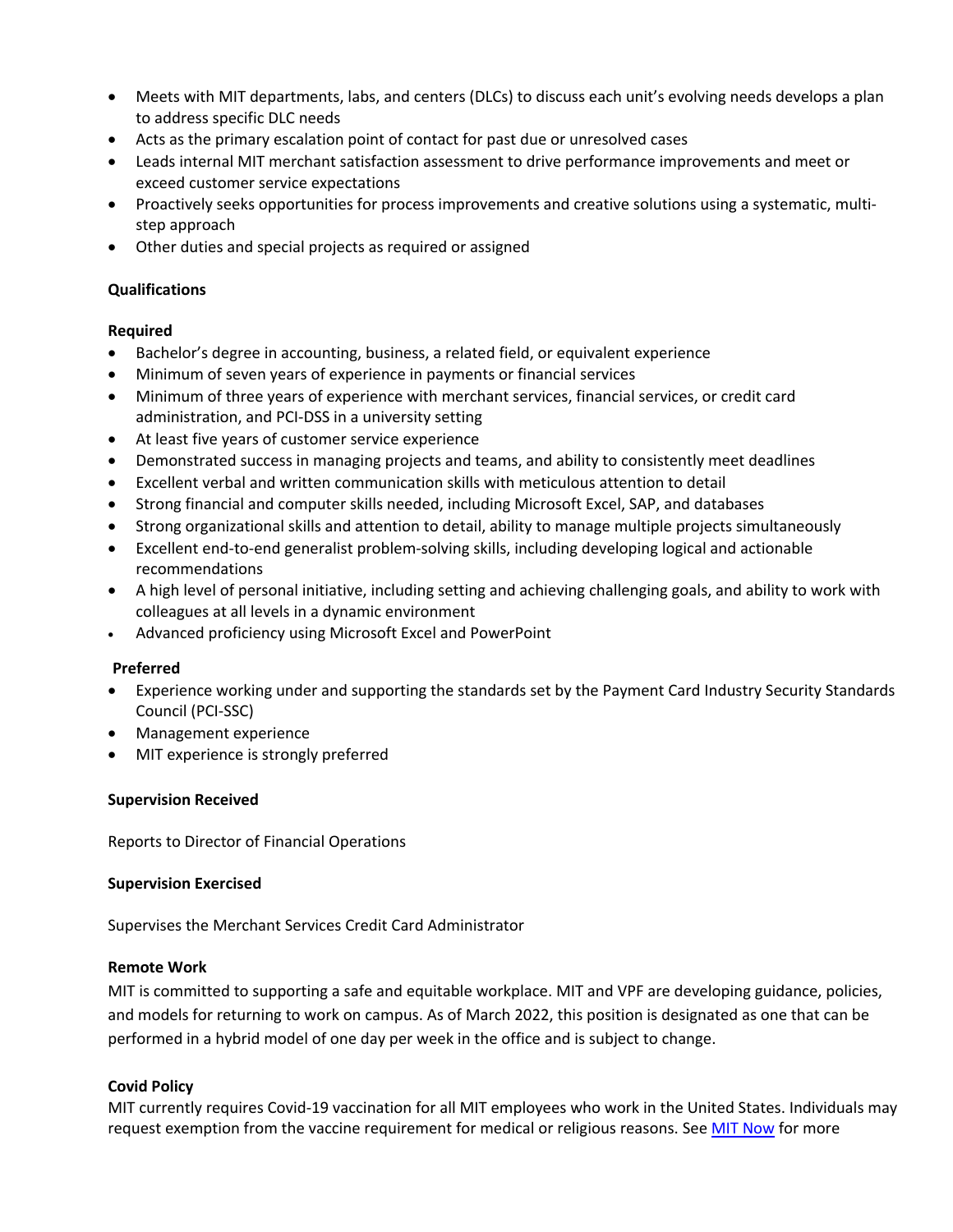- Meets with MIT departments, labs, and centers (DLCs) to discuss each unit's evolving needs develops a plan to address specific DLC needs
- Acts as the primary escalation point of contact for past due or unresolved cases
- Leads internal MIT merchant satisfaction assessment to drive performance improvements and meet or exceed customer service expectations
- Proactively seeks opportunities for process improvements and creative solutions using a systematic, multi-step approach
- Other duties and special projects as required or assigned

**Qualifications**

**Required**

- Bachelor's degree in accounting, business, a related field, or equivalent experience
- Minimum of seven years of experience in payments or financial services
- Minimum of three years of experience with merchant services, financial services, or credit card administration, and PCI-DSS in a university setting
- At least five years of customer service experience
- Demonstrated success in managing projects and teams, and ability to consistently meet deadlines
- Excellent verbal and written communication skills with meticulous attention to detail
- Strong financial and computer skills needed, including Microsoft Excel, SAP, and databases
- Strong organizational skills and attention to detail, ability to manage multiple projects simultaneously
- Excellent end-to-end generalist problem-solving skills, including developing logical and actionable recommendations
- A high level of personal initiative, including setting and achieving challenging goals, and ability to work with colleagues at all levels in a dynamic environment
- Advanced proficiency using Microsoft Excel and PowerPoint

**Preferred**

- Experience working under and supporting the standards set by the Payment Card Industry Security Standards Council (PCI-SSC)
- Management experience
- MIT experience is strongly preferred

**Supervision Received**

Reports to Director of Financial Operations

**Supervision Exercised**

Supervises the Merchant Services Credit Card Administrator

**Remote Work**

MIT is committed to supporting a safe and equitable workplace. MIT and VPF are developing guidance, policies, and models for returning to work on campus. As of March 2022, this position is designated as one that can be performed in a hybrid model of one day per week in the office and is subject to change.

**Covid Policy**

MIT currently requires Covid-19 vaccination for all MIT employees who work in the United States. Individuals may request exemption from the vaccine requirement for medical or religious reasons. See [MIT Now] for more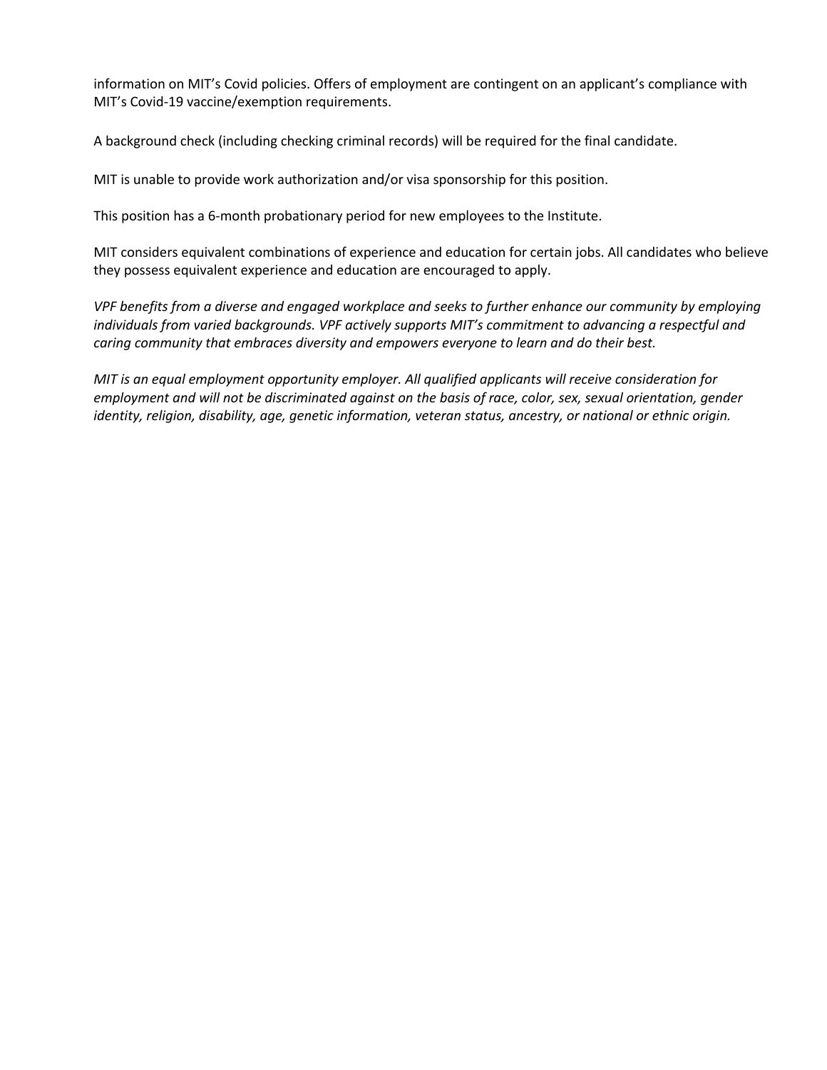information on MIT's Covid policies. Offers of employment are contingent on an applicant's compliance with MIT's Covid-19 vaccine/exemption requirements.

A background check (including checking criminal records) will be required for the final candidate.

MIT is unable to provide work authorization and/or visa sponsorship for this position.

This position has a 6-month probationary period for new employees to the Institute.

MIT considers equivalent combinations of experience and education for certain jobs. All candidates who believe they possess equivalent experience and education are encouraged to apply.

*VPF benefits from a diverse and engaged workplace and seeks to further enhance our community by employing individuals from varied backgrounds. VPF actively supports MIT's commitment to advancing a respectful and caring community that embraces diversity and empowers everyone to learn and do their best.*

*MIT is an equal employment opportunity employer. All qualified applicants will receive consideration for employment and will not be discriminated against on the basis of race, color, sex, sexual orientation, gender identity, religion, disability, age, genetic information, veteran status, ancestry, or national or ethnic origin.*